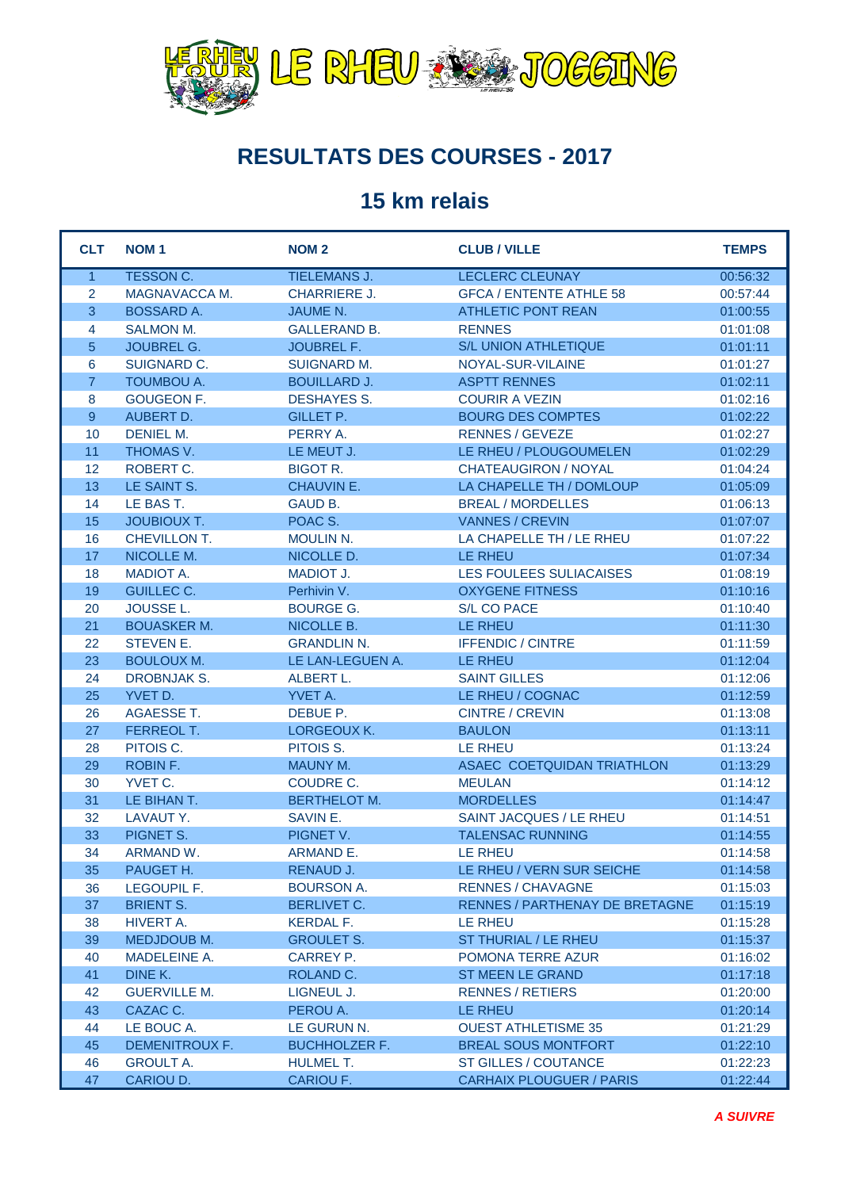LE RHEU TOUR LE RHEU JOGGING

# RESULTATS DES COURSES - 2017

## 15 km relais

| CLT | NOM 1 | NOM 2 | CLUB / VILLE | TEMPS |
|---|---|---|---|---|
| 1 | TESSON C. | TIELEMANS J. | LECLERC CLEUNAY | 00:56:32 |
| 2 | MAGNAVACCA M. | CHARRIERE J. | GFCA / ENTENTE ATHLE 58 | 00:57:44 |
| 3 | BOSSARD A. | JAUME N. | ATHLETIC PONT REAN | 01:00:55 |
| 4 | SALMON M. | GALLERAND B. | RENNES | 01:01:08 |
| 5 | JOUBREL G. | JOUBREL F. | S/L UNION ATHLETIQUE | 01:01:11 |
| 6 | SUIGNARD C. | SUIGNARD M. | NOYAL-SUR-VILAINE | 01:01:27 |
| 7 | TOUMBOU A. | BOUILLARD J. | ASPTT RENNES | 01:02:11 |
| 8 | GOUGEON F. | DESHAYES S. | COURIR A VEZIN | 01:02:16 |
| 9 | AUBERT D. | GILLET P. | BOURG DES COMPTES | 01:02:22 |
| 10 | DENIEL M. | PERRY A. | RENNES / GEVEZE | 01:02:27 |
| 11 | THOMAS V. | LE MEUT J. | LE RHEU / PLOUGOUMELEN | 01:02:29 |
| 12 | ROBERT C. | BIGOT R. | CHATEAUGIRON / NOYAL | 01:04:24 |
| 13 | LE SAINT S. | CHAUVIN E. | LA CHAPELLE TH / DOMLOUP | 01:05:09 |
| 14 | LE BAS T. | GAUD B. | BREAL / MORDELLES | 01:06:13 |
| 15 | JOUBIOUX T. | POAC S. | VANNES / CREVIN | 01:07:07 |
| 16 | CHEVILLON T. | MOULIN N. | LA CHAPELLE TH / LE RHEU | 01:07:22 |
| 17 | NICOLLE M. | NICOLLE D. | LE RHEU | 01:07:34 |
| 18 | MADIOT A. | MADIOT J. | LES FOULEES SULIACAISES | 01:08:19 |
| 19 | GUILLEC C. | Perhivin V. | OXYGENE FITNESS | 01:10:16 |
| 20 | JOUSSE L. | BOURGE G. | S/L CO PACE | 01:10:40 |
| 21 | BOUASKER M. | NICOLLE B. | LE RHEU | 01:11:30 |
| 22 | STEVEN E. | GRANDLIN N. | IFFENDIC / CINTRE | 01:11:59 |
| 23 | BOULOUX M. | LE LAN-LEGUEN A. | LE RHEU | 01:12:04 |
| 24 | DROBNJAK S. | ALBERT L. | SAINT GILLES | 01:12:06 |
| 25 | YVET D. | YVET A. | LE RHEU / COGNAC | 01:12:59 |
| 26 | AGAESSE T. | DEBUE P. | CINTRE / CREVIN | 01:13:08 |
| 27 | FERREOL T. | LORGEOUX K. | BAULON | 01:13:11 |
| 28 | PITOIS C. | PITOIS S. | LE RHEU | 01:13:24 |
| 29 | ROBIN F. | MAUNY M. | ASAEC COETQUIDAN TRIATHLON | 01:13:29 |
| 30 | YVET C. | COUDRE C. | MEULAN | 01:14:12 |
| 31 | LE BIHAN T. | BERTHELOT M. | MORDELLES | 01:14:47 |
| 32 | LAVAUT Y. | SAVIN E. | SAINT JACQUES / LE RHEU | 01:14:51 |
| 33 | PIGNET S. | PIGNET V. | TALENSAC RUNNING | 01:14:55 |
| 34 | ARMAND W. | ARMAND E. | LE RHEU | 01:14:58 |
| 35 | PAUGET H. | RENAUD J. | LE RHEU / VERN SUR SEICHE | 01:14:58 |
| 36 | LEGOUPIL F. | BOURSON A. | RENNES / CHAVAGNE | 01:15:03 |
| 37 | BRIENT S. | BERLIVET C. | RENNES / PARTHENAY DE BRETAGNE | 01:15:19 |
| 38 | HIVERT A. | KERDAL F. | LE RHEU | 01:15:28 |
| 39 | MEDJDOUB M. | GROULET S. | ST THURIAL / LE RHEU | 01:15:37 |
| 40 | MADELEINE A. | CARREY P. | POMONA TERRE AZUR | 01:16:02 |
| 41 | DINE K. | ROLAND C. | ST MEEN LE GRAND | 01:17:18 |
| 42 | GUERVILLE M. | LIGNEUL J. | RENNES / RETIERS | 01:20:00 |
| 43 | CAZAC C. | PEROU A. | LE RHEU | 01:20:14 |
| 44 | LE BOUC A. | LE GURUN N. | OUEST ATHLETISME 35 | 01:21:29 |
| 45 | DEMENITROUX F. | BUCHHOLZER F. | BREAL SOUS MONTFORT | 01:22:10 |
| 46 | GROULT A. | HULMEL T. | ST GILLES / COUTANCE | 01:22:23 |
| 47 | CARIOU D. | CARIOU F. | CARHAIX PLOUGUER / PARIS | 01:22:44 |

***A SUIVRE***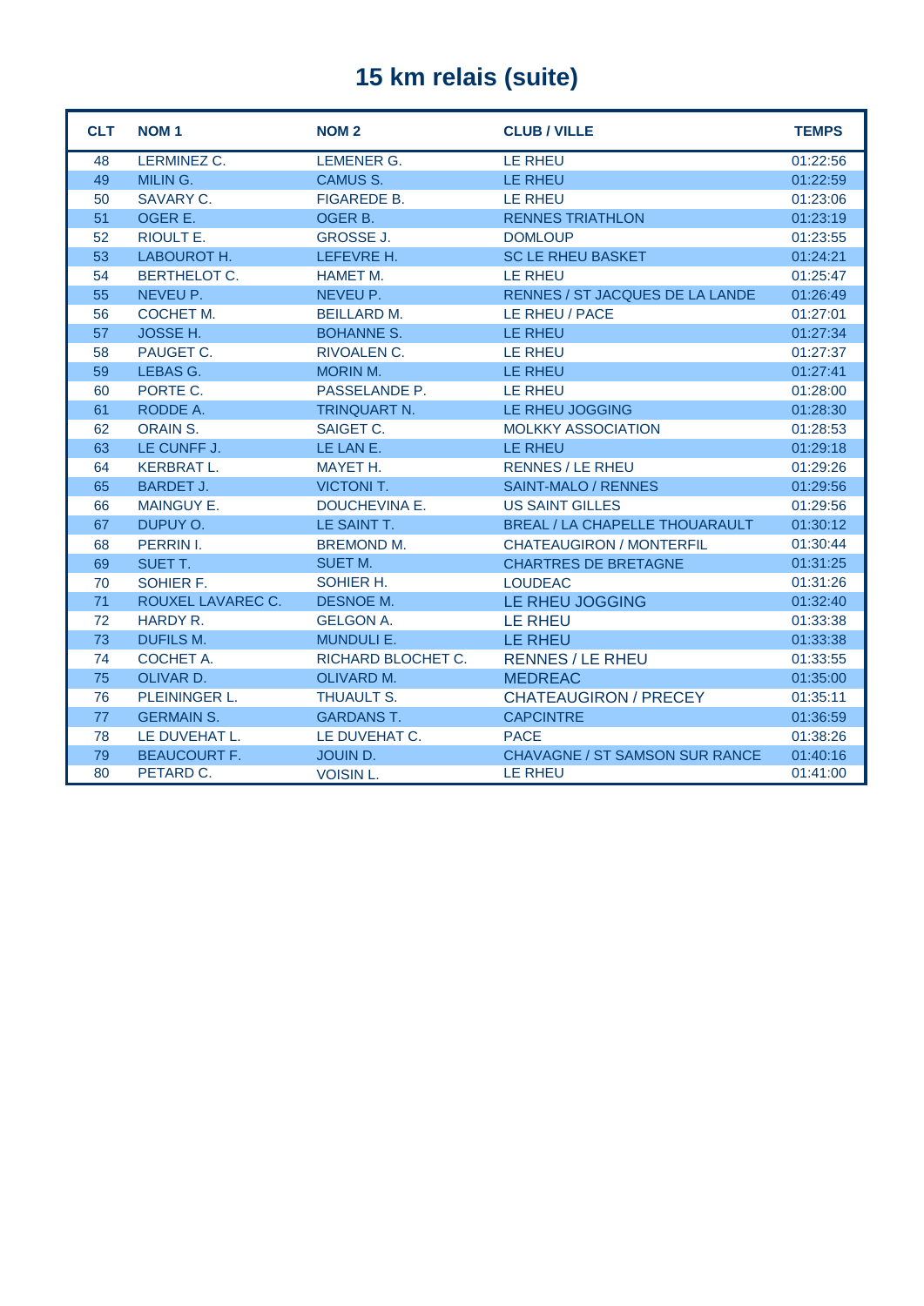# 15 km relais (suite)

| CLT | NOM 1 | NOM 2 | CLUB / VILLE | TEMPS |
|---|---|---|---|---|
| 48 | LERMINEZ C. | LEMENER G. | LE RHEU | 01:22:56 |
| 49 | MILIN G. | CAMUS S. | LE RHEU | 01:22:59 |
| 50 | SAVARY C. | FIGAREDE B. | LE RHEU | 01:23:06 |
| 51 | OGER E. | OGER B. | RENNES TRIATHLON | 01:23:19 |
| 52 | RIOULT E. | GROSSE J. | DOMLOUP | 01:23:55 |
| 53 | LABOUROT H. | LEFEVRE H. | SC LE RHEU BASKET | 01:24:21 |
| 54 | BERTHELOT C. | HAMET M. | LE RHEU | 01:25:47 |
| 55 | NEVEU P. | NEVEU P. | RENNES / ST JACQUES DE LA LANDE | 01:26:49 |
| 56 | COCHET M. | BEILLARD M. | LE RHEU / PACE | 01:27:01 |
| 57 | JOSSE H. | BOHANNE S. | LE RHEU | 01:27:34 |
| 58 | PAUGET C. | RIVOALEN C. | LE RHEU | 01:27:37 |
| 59 | LEBAS G. | MORIN M. | LE RHEU | 01:27:41 |
| 60 | PORTE C. | PASSELANDE P. | LE RHEU | 01:28:00 |
| 61 | RODDE A. | TRINQUART N. | LE RHEU JOGGING | 01:28:30 |
| 62 | ORAIN S. | SAIGET C. | MOLKKY ASSOCIATION | 01:28:53 |
| 63 | LE CUNFF J. | LE LAN E. | LE RHEU | 01:29:18 |
| 64 | KERBRAT L. | MAYET H. | RENNES / LE RHEU | 01:29:26 |
| 65 | BARDET J. | VICTONI T. | SAINT-MALO / RENNES | 01:29:56 |
| 66 | MAINGUY E. | DOUCHEVINA E. | US SAINT GILLES | 01:29:56 |
| 67 | DUPUY O. | LE SAINT T. | BREAL / LA CHAPELLE THOUARAULT | 01:30:12 |
| 68 | PERRIN I. | BREMOND M. | CHATEAUGIRON / MONTERFIL | 01:30:44 |
| 69 | SUET T. | SUET M. | CHARTRES DE BRETAGNE | 01:31:25 |
| 70 | SOHIER F. | SOHIER H. | LOUDEAC | 01:31:26 |
| 71 | ROUXEL LAVAREC C. | DESNOE M. | LE RHEU JOGGING | 01:32:40 |
| 72 | HARDY R. | GELGON A. | LE RHEU | 01:33:38 |
| 73 | DUFILS M. | MUNDULI E. | LE RHEU | 01:33:38 |
| 74 | COCHET A. | RICHARD BLOCHET C. | RENNES / LE RHEU | 01:33:55 |
| 75 | OLIVAR D. | OLIVARD M. | MEDREAC | 01:35:00 |
| 76 | PLEININGER L. | THUAULT S. | CHATEAUGIRON / PRECEY | 01:35:11 |
| 77 | GERMAIN S. | GARDANS T. | CAPCINTRE | 01:36:59 |
| 78 | LE DUVEHAT L. | LE DUVEHAT C. | PACE | 01:38:26 |
| 79 | BEAUCOURT F. | JOUIN D. | CHAVAGNE / ST SAMSON SUR RANCE | 01:40:16 |
| 80 | PETARD C. | VOISIN L. | LE RHEU | 01:41:00 |